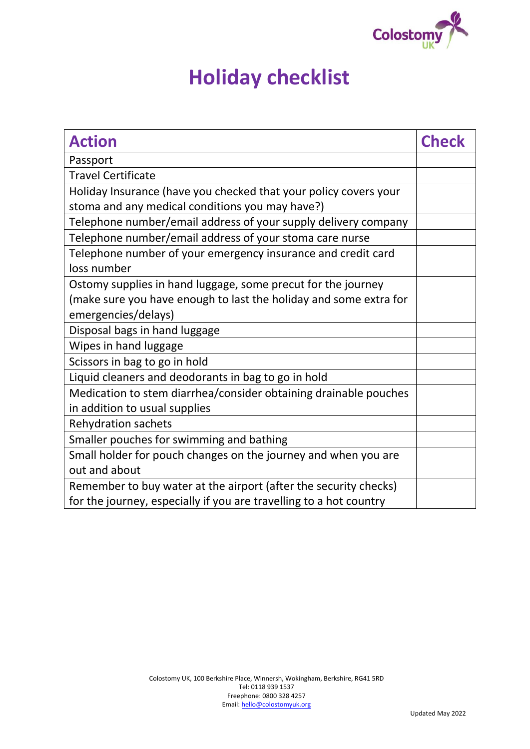# Holiday checklist

| Action | Check |
|---|---|
| Passport | |
| Travel Certificate | |
| Holiday Insurance (have you checked that your policy covers your stoma and any medical conditions you may have?) | |
| Telephone number/email address of your supply delivery company | |
| Telephone number/email address of your stoma care nurse | |
| Telephone number of your emergency insurance and credit card loss number | |
| Ostomy supplies in hand luggage, some precut for the journey (make sure you have enough to last the holiday and some extra for emergencies/delays) | |
| Disposal bags in hand luggage | |
| Wipes in hand luggage | |
| Scissors in bag to go in hold | |
| Liquid cleaners and deodorants in bag to go in hold | |
| Medication to stem diarrhea/consider obtaining drainable pouches in addition to usual supplies | |
| Rehydration sachets | |
| Smaller pouches for swimming and bathing | |
| Small holder for pouch changes on the journey and when you are out and about | |
| Remember to buy water at the airport (after the security checks) for the journey, especially if you are travelling to a hot country | |

Colostomy UK, 100 Berkshire Place, Winnersh, Wokingham, Berkshire, RG41 5RD
Tel: 0118 939 1537
Freephone: 0800 328 4257
Email: hello@colostomyuk.org

Updated May 2022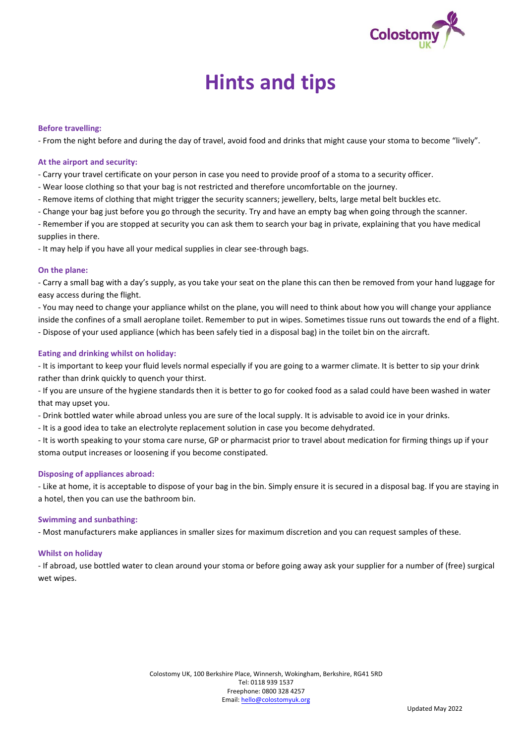# Hints and tips

### Before travelling:

- From the night before and during the day of travel, avoid food and drinks that might cause your stoma to become "lively".

### At the airport and security:

- Carry your travel certificate on your person in case you need to provide proof of a stoma to a security officer.
- Wear loose clothing so that your bag is not restricted and therefore uncomfortable on the journey.
- Remove items of clothing that might trigger the security scanners; jewellery, belts, large metal belt buckles etc.
- Change your bag just before you go through the security. Try and have an empty bag when going through the scanner.
- Remember if you are stopped at security you can ask them to search your bag in private, explaining that you have medical supplies in there.
- It may help if you have all your medical supplies in clear see-through bags.

### On the plane:

- Carry a small bag with a day's supply, as you take your seat on the plane this can then be removed from your hand luggage for easy access during the flight.
- You may need to change your appliance whilst on the plane, you will need to think about how you will change your appliance inside the confines of a small aeroplane toilet. Remember to put in wipes. Sometimes tissue runs out towards the end of a flight.
- Dispose of your used appliance (which has been safely tied in a disposal bag) in the toilet bin on the aircraft.

### Eating and drinking whilst on holiday:

- It is important to keep your fluid levels normal especially if you are going to a warmer climate. It is better to sip your drink rather than drink quickly to quench your thirst.
- If you are unsure of the hygiene standards then it is better to go for cooked food as a salad could have been washed in water that may upset you.
- Drink bottled water while abroad unless you are sure of the local supply. It is advisable to avoid ice in your drinks.
- It is a good idea to take an electrolyte replacement solution in case you become dehydrated.
- It is worth speaking to your stoma care nurse, GP or pharmacist prior to travel about medication for firming things up if your stoma output increases or loosening if you become constipated.

### Disposing of appliances abroad:

- Like at home, it is acceptable to dispose of your bag in the bin. Simply ensure it is secured in a disposal bag. If you are staying in a hotel, then you can use the bathroom bin.

### Swimming and sunbathing:

- Most manufacturers make appliances in smaller sizes for maximum discretion and you can request samples of these.

### Whilst on holiday

- If abroad, use bottled water to clean around your stoma or before going away ask your supplier for a number of (free) surgical wet wipes.

Colostomy UK, 100 Berkshire Place, Winnersh, Wokingham, Berkshire, RG41 5RD
Tel: 0118 939 1537
Freephone: 0800 328 4257
Email: hello@colostomyuk.org

Updated May 2022